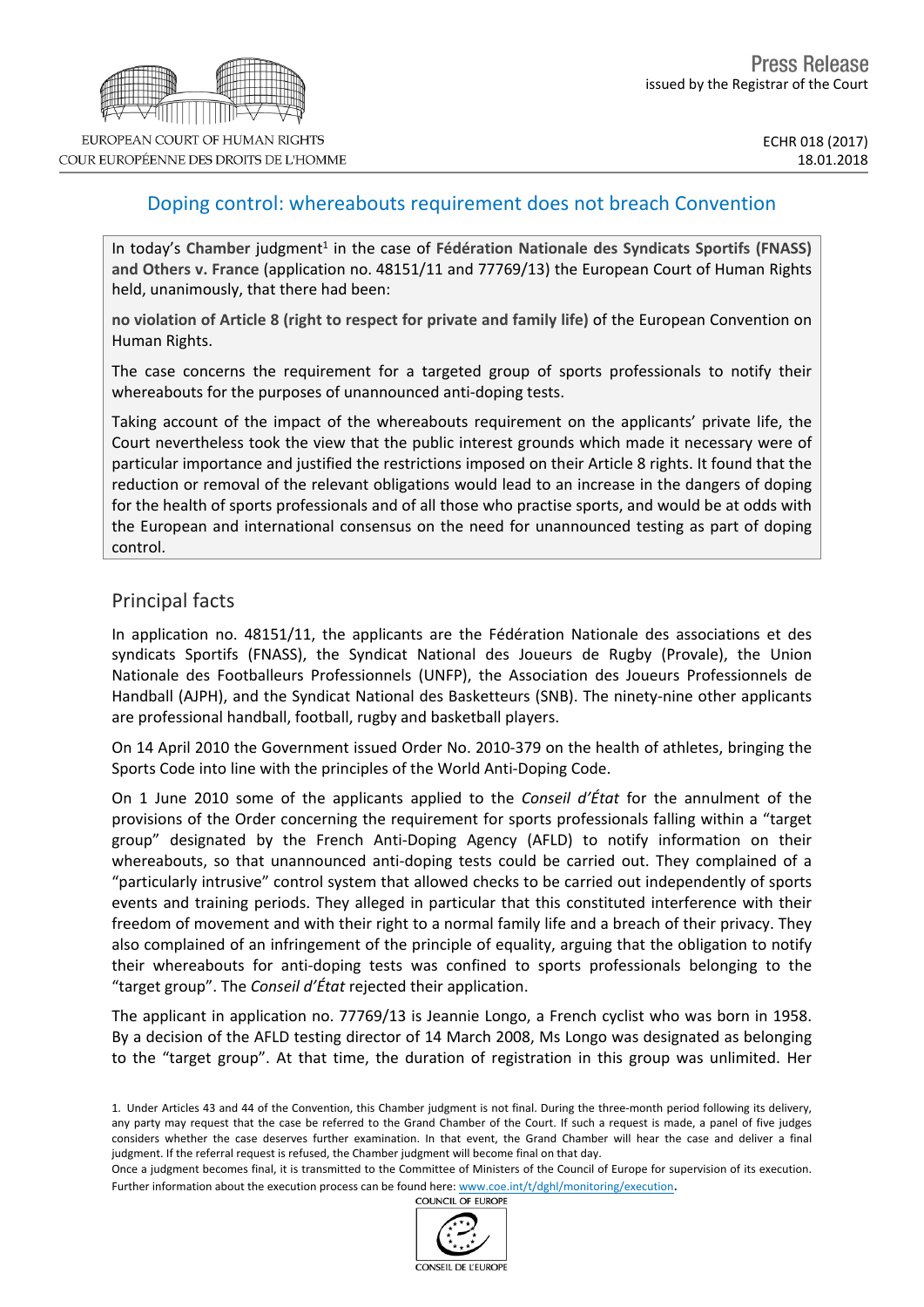Press Release
issued by the Registrar of the Court

ECHR 018 (2017)
18.01.2018

# Doping control: whereabouts requirement does not breach Convention

In today's **Chamber** judgment[1] in the case of **Fédération Nationale des Syndicats Sportifs (FNASS) and Others v. France** (application no. 48151/11 and 77769/13) the European Court of Human Rights held, unanimously, that there had been:

**no violation of Article 8 (right to respect for private and family life)** of the European Convention on Human Rights.

The case concerns the requirement for a targeted group of sports professionals to notify their whereabouts for the purposes of unannounced anti-doping tests.

Taking account of the impact of the whereabouts requirement on the applicants' private life, the Court nevertheless took the view that the public interest grounds which made it necessary were of particular importance and justified the restrictions imposed on their Article 8 rights. It found that the reduction or removal of the relevant obligations would lead to an increase in the dangers of doping for the health of sports professionals and of all those who practise sports, and would be at odds with the European and international consensus on the need for unannounced testing as part of doping control.

## Principal facts

In application no. 48151/11, the applicants are the Fédération Nationale des associations et des syndicats Sportifs (FNASS), the Syndicat National des Joueurs de Rugby (Provale), the Union Nationale des Footballeurs Professionnels (UNFP), the Association des Joueurs Professionnels de Handball (AJPH), and the Syndicat National des Basketteurs (SNB). The ninety-nine other applicants are professional handball, football, rugby and basketball players.

On 14 April 2010 the Government issued Order No. 2010-379 on the health of athletes, bringing the Sports Code into line with the principles of the World Anti-Doping Code.

On 1 June 2010 some of the applicants applied to the *Conseil d'État* for the annulment of the provisions of the Order concerning the requirement for sports professionals falling within a "target group" designated by the French Anti-Doping Agency (AFLD) to notify information on their whereabouts, so that unannounced anti-doping tests could be carried out. They complained of a "particularly intrusive" control system that allowed checks to be carried out independently of sports events and training periods. They alleged in particular that this constituted interference with their freedom of movement and with their right to a normal family life and a breach of their privacy. They also complained of an infringement of the principle of equality, arguing that the obligation to notify their whereabouts for anti-doping tests was confined to sports professionals belonging to the "target group". The *Conseil d'État* rejected their application.

The applicant in application no. 77769/13 is Jeannie Longo, a French cyclist who was born in 1958. By a decision of the AFLD testing director of 14 March 2008, Ms Longo was designated as belonging to the "target group". At that time, the duration of registration in this group was unlimited. Her

---

1. Under Articles 43 and 44 of the Convention, this Chamber judgment is not final. During the three-month period following its delivery, any party may request that the case be referred to the Grand Chamber of the Court. If such a request is made, a panel of five judges considers whether the case deserves further examination. In that event, the Grand Chamber will hear the case and deliver a final judgment. If the referral request is refused, the Chamber judgment will become final on that day.

Once a judgment becomes final, it is transmitted to the Committee of Ministers of the Council of Europe for supervision of its execution. Further information about the execution process can be found here: www.coe.int/t/dghl/monitoring/execution.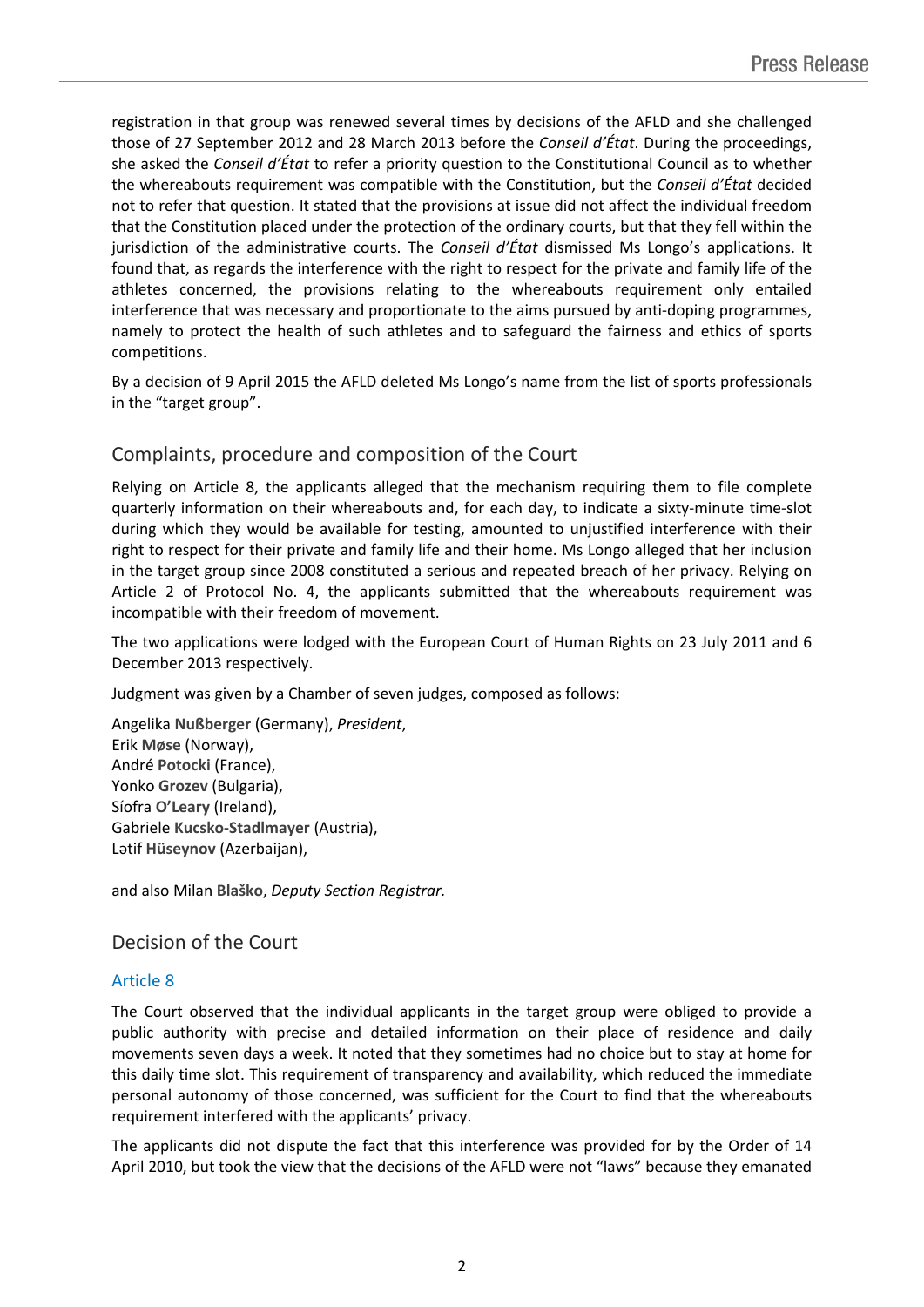registration in that group was renewed several times by decisions of the AFLD and she challenged those of 27 September 2012 and 28 March 2013 before the *Conseil d'État*. During the proceedings, she asked the *Conseil d'État* to refer a priority question to the Constitutional Council as to whether the whereabouts requirement was compatible with the Constitution, but the *Conseil d'État* decided not to refer that question. It stated that the provisions at issue did not affect the individual freedom that the Constitution placed under the protection of the ordinary courts, but that they fell within the jurisdiction of the administrative courts. The *Conseil d'État* dismissed Ms Longo's applications. It found that, as regards the interference with the right to respect for the private and family life of the athletes concerned, the provisions relating to the whereabouts requirement only entailed interference that was necessary and proportionate to the aims pursued by anti-doping programmes, namely to protect the health of such athletes and to safeguard the fairness and ethics of sports competitions.

By a decision of 9 April 2015 the AFLD deleted Ms Longo's name from the list of sports professionals in the "target group".

## Complaints, procedure and composition of the Court

Relying on Article 8, the applicants alleged that the mechanism requiring them to file complete quarterly information on their whereabouts and, for each day, to indicate a sixty-minute time-slot during which they would be available for testing, amounted to unjustified interference with their right to respect for their private and family life and their home. Ms Longo alleged that her inclusion in the target group since 2008 constituted a serious and repeated breach of her privacy. Relying on Article 2 of Protocol No. 4, the applicants submitted that the whereabouts requirement was incompatible with their freedom of movement.

The two applications were lodged with the European Court of Human Rights on 23 July 2011 and 6 December 2013 respectively.

Judgment was given by a Chamber of seven judges, composed as follows:

Angelika **Nußberger** (Germany), *President*,
Erik **Møse** (Norway),
André **Potocki** (France),
Yonko **Grozev** (Bulgaria),
Síofra **O'Leary** (Ireland),
Gabriele **Kucsko-Stadlmayer** (Austria),
Lətif **Hüseynov** (Azerbaijan),

and also Milan **Blaško**, *Deputy Section Registrar.*

## Decision of the Court

### Article 8

The Court observed that the individual applicants in the target group were obliged to provide a public authority with precise and detailed information on their place of residence and daily movements seven days a week. It noted that they sometimes had no choice but to stay at home for this daily time slot. This requirement of transparency and availability, which reduced the immediate personal autonomy of those concerned, was sufficient for the Court to find that the whereabouts requirement interfered with the applicants' privacy.

The applicants did not dispute the fact that this interference was provided for by the Order of 14 April 2010, but took the view that the decisions of the AFLD were not "laws" because they emanated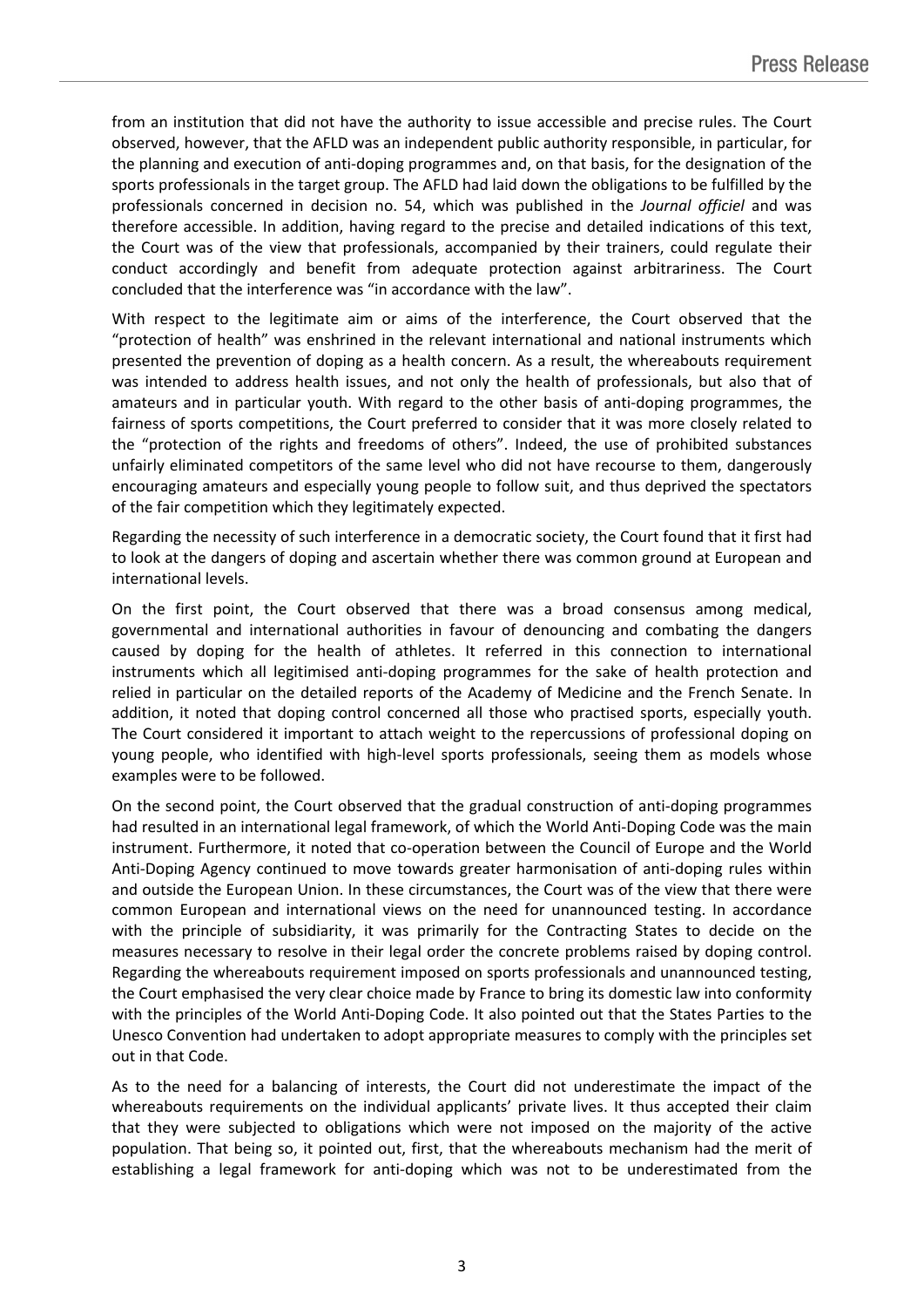from an institution that did not have the authority to issue accessible and precise rules. The Court observed, however, that the AFLD was an independent public authority responsible, in particular, for the planning and execution of anti-doping programmes and, on that basis, for the designation of the sports professionals in the target group. The AFLD had laid down the obligations to be fulfilled by the professionals concerned in decision no. 54, which was published in the *Journal officiel* and was therefore accessible. In addition, having regard to the precise and detailed indications of this text, the Court was of the view that professionals, accompanied by their trainers, could regulate their conduct accordingly and benefit from adequate protection against arbitrariness. The Court concluded that the interference was "in accordance with the law".

With respect to the legitimate aim or aims of the interference, the Court observed that the "protection of health" was enshrined in the relevant international and national instruments which presented the prevention of doping as a health concern. As a result, the whereabouts requirement was intended to address health issues, and not only the health of professionals, but also that of amateurs and in particular youth. With regard to the other basis of anti-doping programmes, the fairness of sports competitions, the Court preferred to consider that it was more closely related to the "protection of the rights and freedoms of others". Indeed, the use of prohibited substances unfairly eliminated competitors of the same level who did not have recourse to them, dangerously encouraging amateurs and especially young people to follow suit, and thus deprived the spectators of the fair competition which they legitimately expected.

Regarding the necessity of such interference in a democratic society, the Court found that it first had to look at the dangers of doping and ascertain whether there was common ground at European and international levels.

On the first point, the Court observed that there was a broad consensus among medical, governmental and international authorities in favour of denouncing and combating the dangers caused by doping for the health of athletes. It referred in this connection to international instruments which all legitimised anti-doping programmes for the sake of health protection and relied in particular on the detailed reports of the Academy of Medicine and the French Senate. In addition, it noted that doping control concerned all those who practised sports, especially youth. The Court considered it important to attach weight to the repercussions of professional doping on young people, who identified with high-level sports professionals, seeing them as models whose examples were to be followed.

On the second point, the Court observed that the gradual construction of anti-doping programmes had resulted in an international legal framework, of which the World Anti-Doping Code was the main instrument. Furthermore, it noted that co-operation between the Council of Europe and the World Anti-Doping Agency continued to move towards greater harmonisation of anti-doping rules within and outside the European Union. In these circumstances, the Court was of the view that there were common European and international views on the need for unannounced testing. In accordance with the principle of subsidiarity, it was primarily for the Contracting States to decide on the measures necessary to resolve in their legal order the concrete problems raised by doping control. Regarding the whereabouts requirement imposed on sports professionals and unannounced testing, the Court emphasised the very clear choice made by France to bring its domestic law into conformity with the principles of the World Anti-Doping Code. It also pointed out that the States Parties to the Unesco Convention had undertaken to adopt appropriate measures to comply with the principles set out in that Code.

As to the need for a balancing of interests, the Court did not underestimate the impact of the whereabouts requirements on the individual applicants' private lives. It thus accepted their claim that they were subjected to obligations which were not imposed on the majority of the active population. That being so, it pointed out, first, that the whereabouts mechanism had the merit of establishing a legal framework for anti-doping which was not to be underestimated from the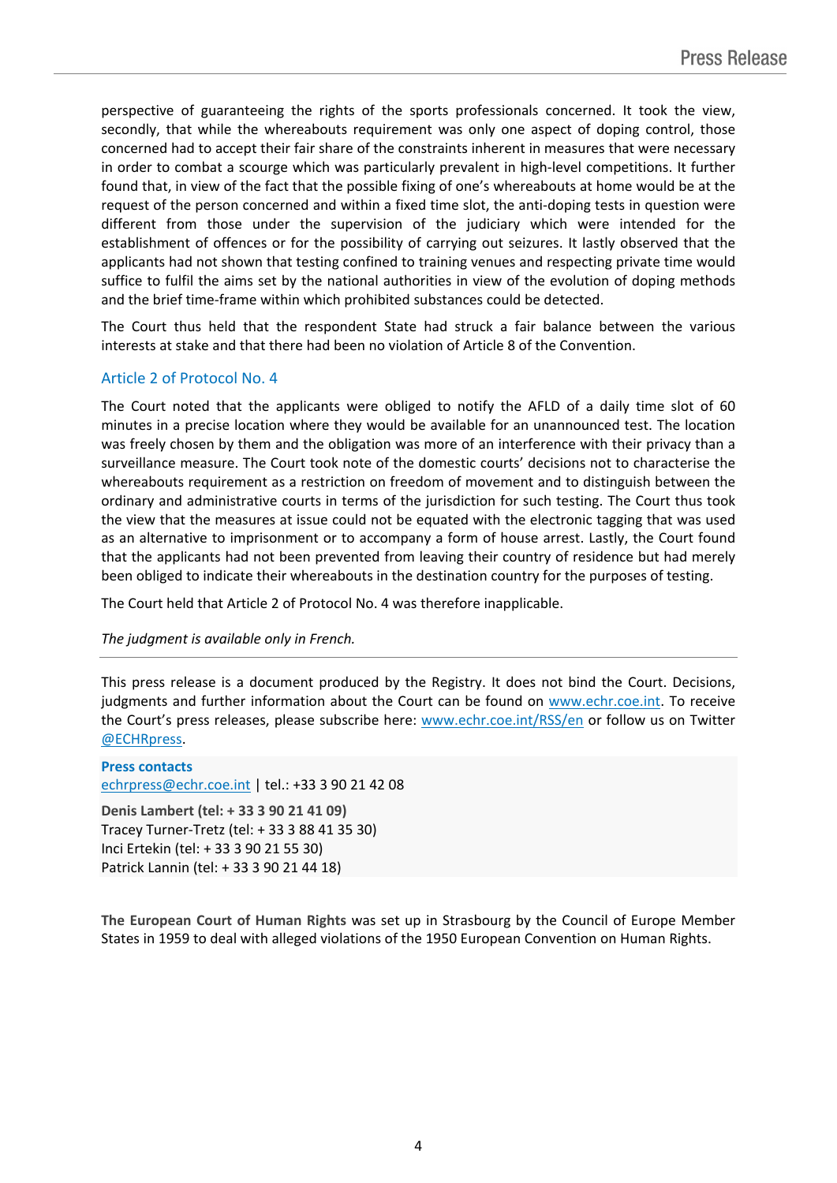perspective of guaranteeing the rights of the sports professionals concerned. It took the view, secondly, that while the whereabouts requirement was only one aspect of doping control, those concerned had to accept their fair share of the constraints inherent in measures that were necessary in order to combat a scourge which was particularly prevalent in high-level competitions. It further found that, in view of the fact that the possible fixing of one's whereabouts at home would be at the request of the person concerned and within a fixed time slot, the anti-doping tests in question were different from those under the supervision of the judiciary which were intended for the establishment of offences or for the possibility of carrying out seizures. It lastly observed that the applicants had not shown that testing confined to training venues and respecting private time would suffice to fulfil the aims set by the national authorities in view of the evolution of doping methods and the brief time-frame within which prohibited substances could be detected.

The Court thus held that the respondent State had struck a fair balance between the various interests at stake and that there had been no violation of Article 8 of the Convention.

### Article 2 of Protocol No. 4

The Court noted that the applicants were obliged to notify the AFLD of a daily time slot of 60 minutes in a precise location where they would be available for an unannounced test. The location was freely chosen by them and the obligation was more of an interference with their privacy than a surveillance measure. The Court took note of the domestic courts' decisions not to characterise the whereabouts requirement as a restriction on freedom of movement and to distinguish between the ordinary and administrative courts in terms of the jurisdiction for such testing. The Court thus took the view that the measures at issue could not be equated with the electronic tagging that was used as an alternative to imprisonment or to accompany a form of house arrest. Lastly, the Court found that the applicants had not been prevented from leaving their country of residence but had merely been obliged to indicate their whereabouts in the destination country for the purposes of testing.

The Court held that Article 2 of Protocol No. 4 was therefore inapplicable.

*The judgment is available only in French.*

---

This press release is a document produced by the Registry. It does not bind the Court. Decisions, judgments and further information about the Court can be found on [www.echr.coe.int](www.echr.coe.int). To receive the Court's press releases, please subscribe here: [www.echr.coe.int/RSS/en](www.echr.coe.int/RSS/en) or follow us on Twitter [@ECHRpress](@ECHRpress).

**Press contacts**
echrpress@echr.coe.int | tel.: +33 3 90 21 42 08

**Denis Lambert (tel: + 33 3 90 21 41 09)**
Tracey Turner-Tretz (tel: + 33 3 88 41 35 30)
Inci Ertekin (tel: + 33 3 90 21 55 30)
Patrick Lannin (tel: + 33 3 90 21 44 18)

**The European Court of Human Rights** was set up in Strasbourg by the Council of Europe Member States in 1959 to deal with alleged violations of the 1950 European Convention on Human Rights.